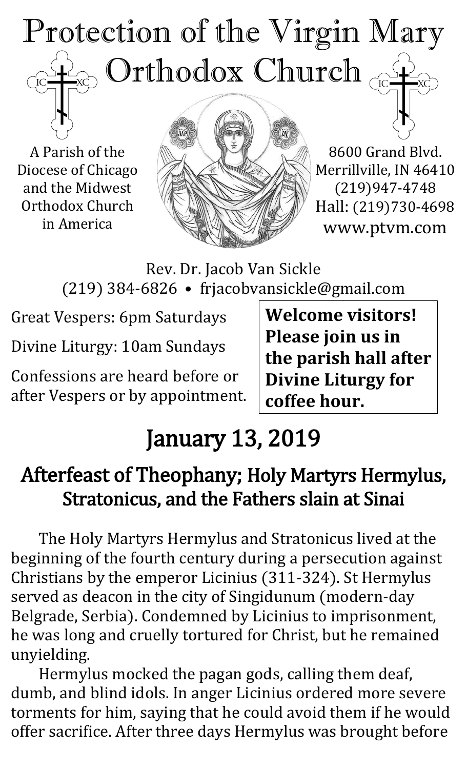# Protection of the Virgin Mary Orthodox Church

A Parish of the Diocese of Chicago and the Midwest Orthodox Church in America

8600 Grand Blvd.
Merrillville, IN 46410
(219)947-4748
Hall: (219)730-4698
www.ptvm.com

Rev. Dr. Jacob Van Sickle
(219) 384-6826 • frjacobvansickle@gmail.com

Great Vespers: 6pm Saturdays

Divine Liturgy: 10am Sundays

Confessions are heard before or after Vespers or by appointment.

**Welcome visitors! Please join us in the parish hall after Divine Liturgy for coffee hour.**

# January 13, 2019

## Afterfeast of Theophany; Holy Martyrs Hermylus, Stratonicus, and the Fathers slain at Sinai

The Holy Martyrs Hermylus and Stratonicus lived at the beginning of the fourth century during a persecution against Christians by the emperor Licinius (311-324). St Hermylus served as deacon in the city of Singidunum (modern-day Belgrade, Serbia). Condemned by Licinius to imprisonment, he was long and cruelly tortured for Christ, but he remained unyielding.

Hermylus mocked the pagan gods, calling them deaf, dumb, and blind idols. In anger Licinius ordered more severe torments for him, saying that he could avoid them if he would offer sacrifice. After three days Hermylus was brought before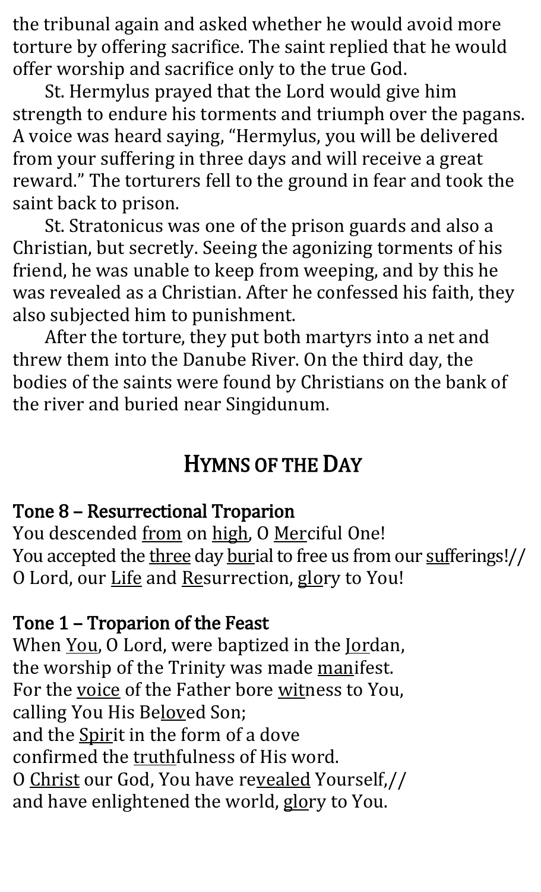the tribunal again and asked whether he would avoid more torture by offering sacrifice. The saint replied that he would offer worship and sacrifice only to the true God.

St. Hermylus prayed that the Lord would give him strength to endure his torments and triumph over the pagans. A voice was heard saying, "Hermylus, you will be delivered from your suffering in three days and will receive a great reward." The torturers fell to the ground in fear and took the saint back to prison.

St. Stratonicus was one of the prison guards and also a Christian, but secretly. Seeing the agonizing torments of his friend, he was unable to keep from weeping, and by this he was revealed as a Christian. After he confessed his faith, they also subjected him to punishment.

After the torture, they put both martyrs into a net and threw them into the Danube River. On the third day, the bodies of the saints were found by Christians on the bank of the river and buried near Singidunum.

## Hymns of the Day

**Tone 8 – Resurrectional Troparion**

You descended from on high, O Merciful One!
You accepted the three day burial to free us from our sufferings!//
O Lord, our Life and Resurrection, glory to You!

**Tone 1 – Troparion of the Feast**

When You, O Lord, were baptized in the Jordan,
the worship of the Trinity was made manifest.
For the voice of the Father bore witness to You,
calling You His Beloved Son;
and the Spirit in the form of a dove
confirmed the truthfulness of His word.
O Christ our God, You have revealed Yourself,//
and have enlightened the world, glory to You.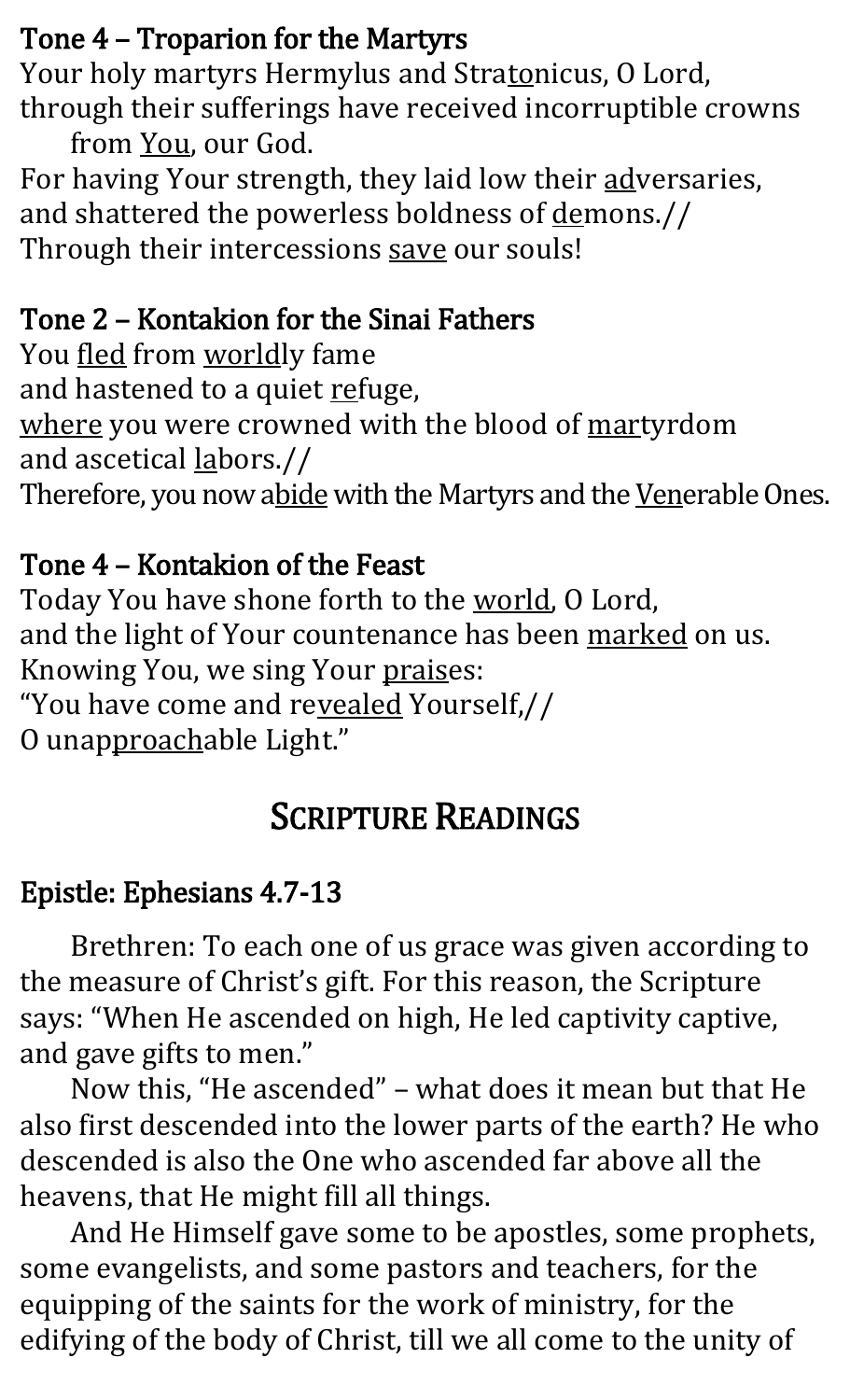### Tone 4 – Troparion for the Martyrs

Your holy martyrs Hermylus and Stra<u>to</u>nicus, O Lord,
through their sufferings have received incorruptible crowns
from <u>You</u>, our God.
For having Your strength, they laid low their <u>ad</u>versaries,
and shattered the powerless boldness of <u>de</u>mons.//
Through their intercessions <u>save</u> our souls!

### Tone 2 – Kontakion for the Sinai Fathers

You <u>fled</u> from <u>world</u>ly fame
and hastened to a quiet <u>re</u>fuge,
<u>where</u> you were crowned with the blood of <u>mar</u>tyrdom
and ascetical <u>la</u>bors.//
Therefore, you now a<u>bide</u> with the Martyrs and the <u>Ven</u>erable Ones.

### Tone 4 – Kontakion of the Feast

Today You have shone forth to the <u>world</u>, O Lord,
and the light of Your countenance has been <u>marked</u> on us.
Knowing You, we sing Your <u>prais</u>es:
"You have come and re<u>vealed</u> Yourself,//
O unap<u>proach</u>able Light."

## Scripture Readings

### Epistle: Ephesians 4.7-13

Brethren: To each one of us grace was given according to the measure of Christ's gift. For this reason, the Scripture says: "When He ascended on high, He led captivity captive, and gave gifts to men."

Now this, "He ascended" – what does it mean but that He also first descended into the lower parts of the earth? He who descended is also the One who ascended far above all the heavens, that He might fill all things.

And He Himself gave some to be apostles, some prophets, some evangelists, and some pastors and teachers, for the equipping of the saints for the work of ministry, for the edifying of the body of Christ, till we all come to the unity of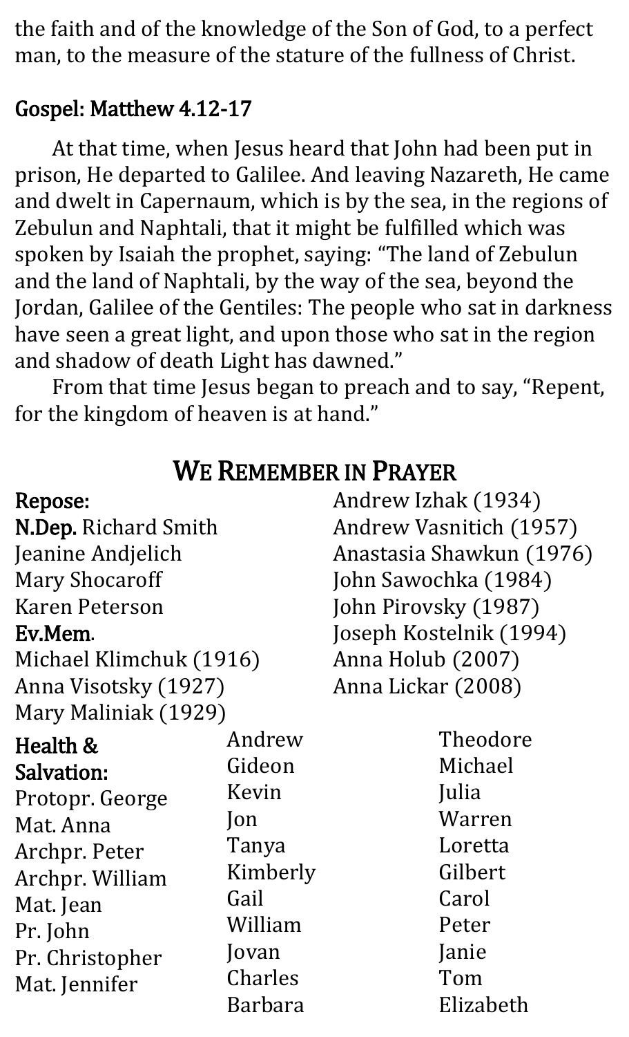the faith and of the knowledge of the Son of God, to a perfect man, to the measure of the stature of the fullness of Christ.

### Gospel: Matthew 4.12-17

At that time, when Jesus heard that John had been put in prison, He departed to Galilee. And leaving Nazareth, He came and dwelt in Capernaum, which is by the sea, in the regions of Zebulun and Naphtali, that it might be fulfilled which was spoken by Isaiah the prophet, saying: "The land of Zebulun and the land of Naphtali, by the way of the sea, beyond the Jordan, Galilee of the Gentiles: The people who sat in darkness have seen a great light, and upon those who sat in the region and shadow of death Light has dawned."

From that time Jesus began to preach and to say, "Repent, for the kingdom of heaven is at hand."

## We Remember in Prayer

**Repose:**

**N.Dep.** Richard Smith
Jeanine Andjelich
Mary Shocaroff
Karen Peterson

**Ev.Mem.**
Michael Klimchuk (1916)
Anna Visotsky (1927)
Mary Maliniak (1929)
Andrew Izhak (1934)
Andrew Vasnitich (1957)
Anastasia Shawkun (1976)
John Sawochka (1984)
John Pirovsky (1987)
Joseph Kostelnik (1994)
Anna Holub (2007)
Anna Lickar (2008)

**Health & Salvation:**

Protopr. George
Mat. Anna
Archpr. Peter
Archpr. William
Mat. Jean
Pr. John
Pr. Christopher
Mat. Jennifer
Andrew
Gideon
Kevin
Jon
Tanya
Kimberly
Gail
William
Jovan
Charles
Barbara
Theodore
Michael
Julia
Warren
Loretta
Gilbert
Carol
Peter
Janie
Tom
Elizabeth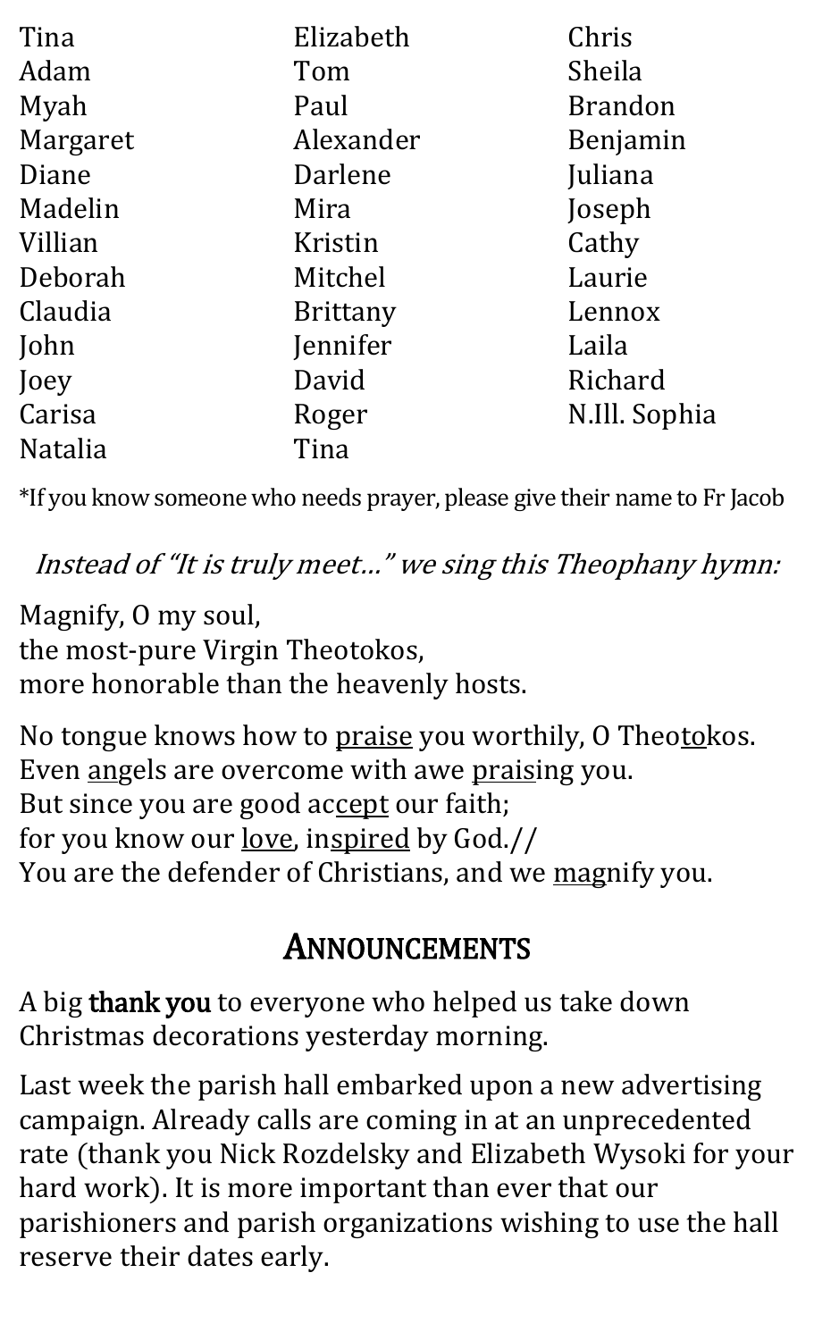Tina
Adam
Myah
Margaret
Diane
Madelin
Villian
Deborah
Claudia
John
Joey
Carisa
Natalia
Elizabeth
Tom
Paul
Alexander
Darlene
Mira
Kristin
Mitchel
Brittany
Jennifer
David
Roger
Tina
Chris
Sheila
Brandon
Benjamin
Juliana
Joseph
Cathy
Laurie
Lennox
Laila
Richard
N.Ill. Sophia

*If you know someone who needs prayer, please give their name to Fr Jacob

*Instead of "It is truly meet…" we sing this Theophany hymn:*

Magnify, O my soul,
the most-pure Virgin Theotokos,
more honorable than the heavenly hosts.

No tongue knows how to praise you worthily, O Theotokos.
Even angels are overcome with awe praising you.
But since you are good accept our faith;
for you know our love, inspired by God.//
You are the defender of Christians, and we magnify you.

## ANNOUNCEMENTS

A big **thank you** to everyone who helped us take down Christmas decorations yesterday morning.

Last week the parish hall embarked upon a new advertising campaign. Already calls are coming in at an unprecedented rate (thank you Nick Rozdelsky and Elizabeth Wysoki for your hard work). It is more important than ever that our parishioners and parish organizations wishing to use the hall reserve their dates early.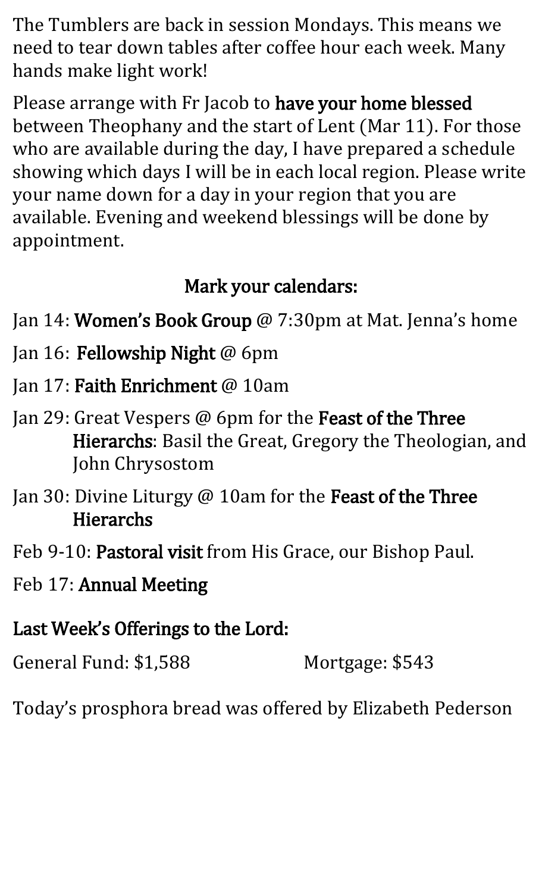The Tumblers are back in session Mondays. This means we need to tear down tables after coffee hour each week. Many hands make light work!

Please arrange with Fr Jacob to **have your home blessed** between Theophany and the start of Lent (Mar 11). For those who are available during the day, I have prepared a schedule showing which days I will be in each local region. Please write your name down for a day in your region that you are available. Evening and weekend blessings will be done by appointment.

## Mark your calendars:

Jan 14: **Women's Book Group** @ 7:30pm at Mat. Jenna's home

Jan 16: **Fellowship Night** @ 6pm

Jan 17: **Faith Enrichment** @ 10am

Jan 29: Great Vespers @ 6pm for the **Feast of the Three Hierarchs**: Basil the Great, Gregory the Theologian, and John Chrysostom

Jan 30: Divine Liturgy @ 10am for the **Feast of the Three Hierarchs**

Feb 9-10: **Pastoral visit** from His Grace, our Bishop Paul.

Feb 17: **Annual Meeting**

## Last Week's Offerings to the Lord:

General Fund: $1,588 Mortgage: $543

Today's prosphora bread was offered by Elizabeth Pederson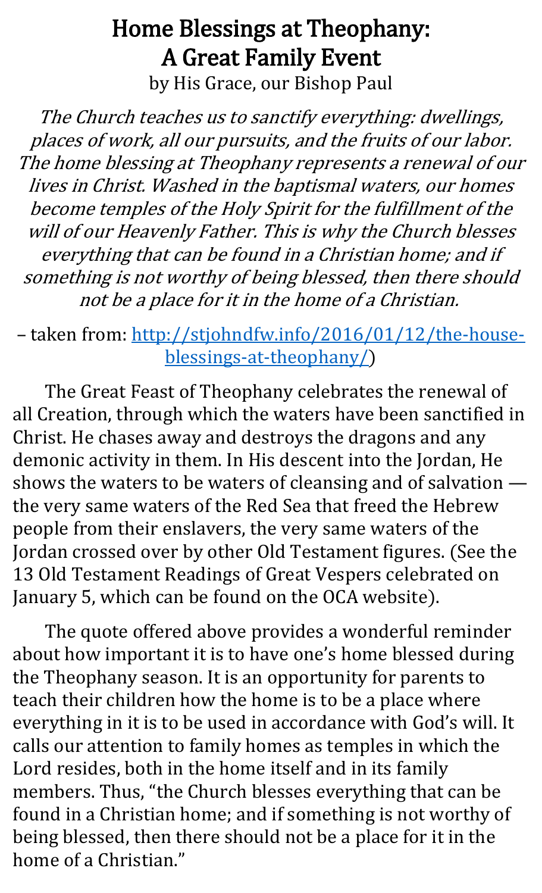# Home Blessings at Theophany: A Great Family Event

by His Grace, our Bishop Paul

*The Church teaches us to sanctify everything: dwellings, places of work, all our pursuits, and the fruits of our labor. The home blessing at Theophany represents a renewal of our lives in Christ. Washed in the baptismal waters, our homes become temples of the Holy Spirit for the fulfillment of the will of our Heavenly Father. This is why the Church blesses everything that can be found in a Christian home; and if something is not worthy of being blessed, then there should not be a place for it in the home of a Christian.*

– taken from: [http://stjohndfw.info/2016/01/12/the-house-blessings-at-theophany/](http://stjohndfw.info/2016/01/12/the-house-blessings-at-theophany/))

The Great Feast of Theophany celebrates the renewal of all Creation, through which the waters have been sanctified in Christ. He chases away and destroys the dragons and any demonic activity in them. In His descent into the Jordan, He shows the waters to be waters of cleansing and of salvation — the very same waters of the Red Sea that freed the Hebrew people from their enslavers, the very same waters of the Jordan crossed over by other Old Testament figures. (See the 13 Old Testament Readings of Great Vespers celebrated on January 5, which can be found on the OCA website).

The quote offered above provides a wonderful reminder about how important it is to have one's home blessed during the Theophany season. It is an opportunity for parents to teach their children how the home is to be a place where everything in it is to be used in accordance with God's will. It calls our attention to family homes as temples in which the Lord resides, both in the home itself and in its family members. Thus, "the Church blesses everything that can be found in a Christian home; and if something is not worthy of being blessed, then there should not be a place for it in the home of a Christian."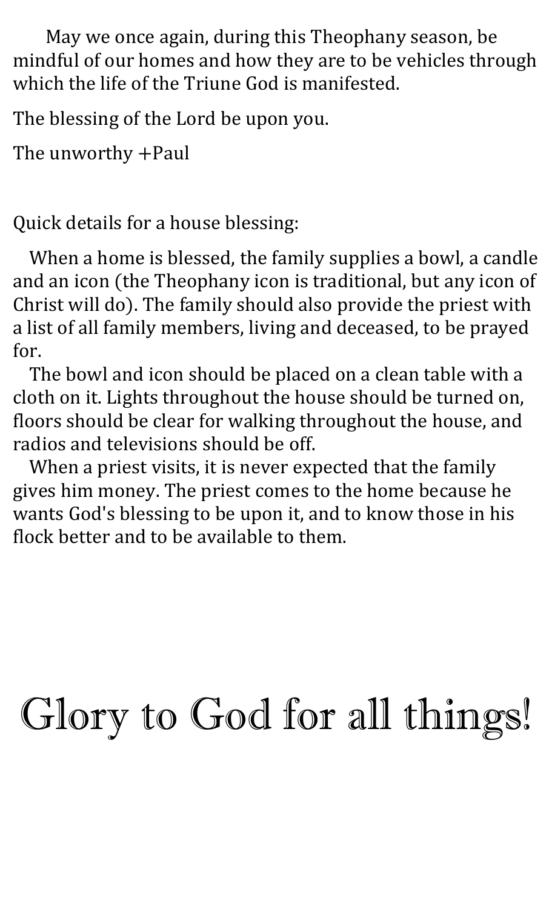May we once again, during this Theophany season, be mindful of our homes and how they are to be vehicles through which the life of the Triune God is manifested.

The blessing of the Lord be upon you.

The unworthy +Paul

Quick details for a house blessing:

When a home is blessed, the family supplies a bowl, a candle and an icon (the Theophany icon is traditional, but any icon of Christ will do). The family should also provide the priest with a list of all family members, living and deceased, to be prayed for.

The bowl and icon should be placed on a clean table with a cloth on it. Lights throughout the house should be turned on, floors should be clear for walking throughout the house, and radios and televisions should be off.

When a priest visits, it is never expected that the family gives him money. The priest comes to the home because he wants God's blessing to be upon it, and to know those in his flock better and to be available to them.

# Glory to God for all things!